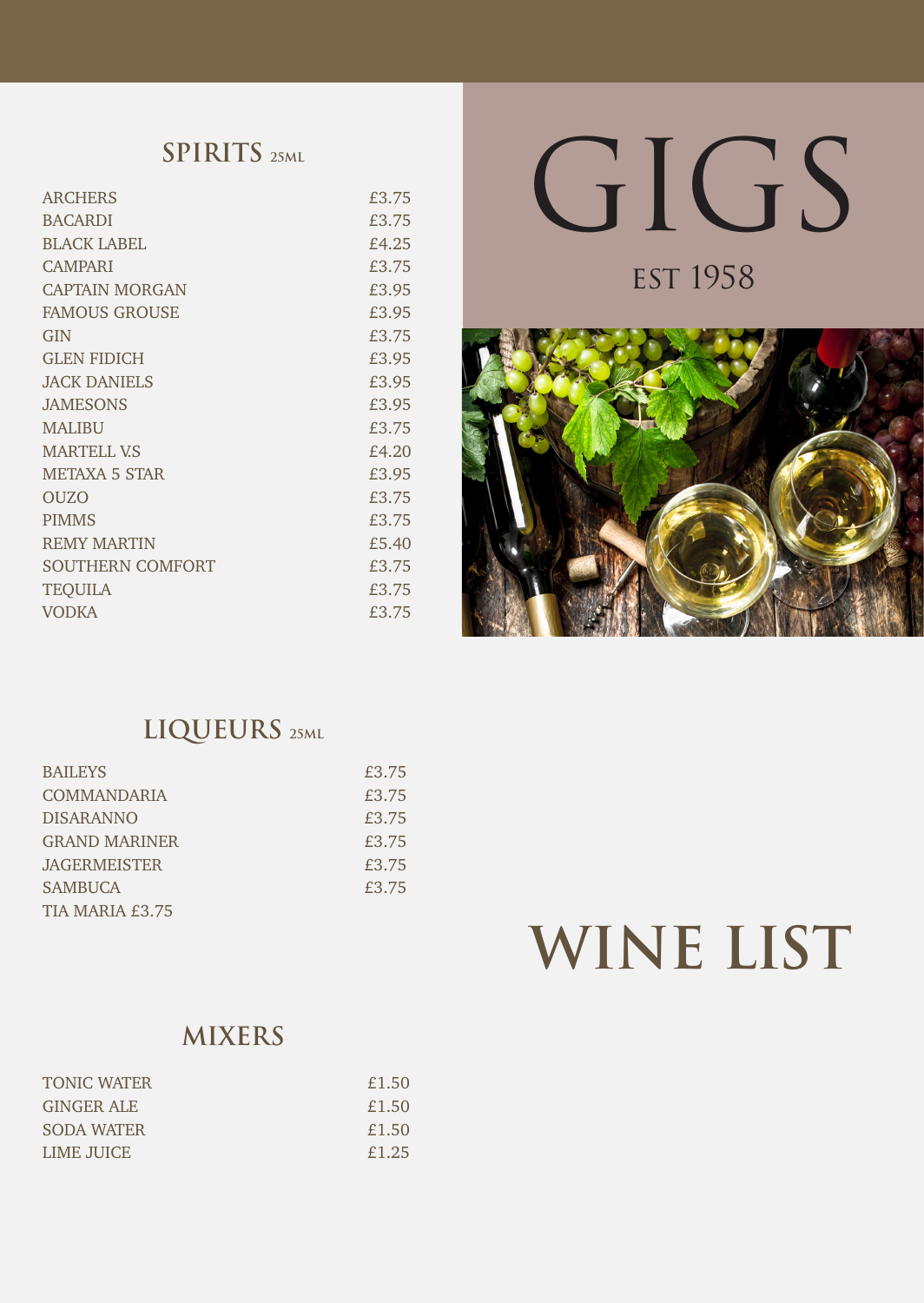# GIGS

EST 1958

# WINE LIST

## SPIRITS 25ML

| | |
|---|---|
| ARCHERS | £3.75 |
| BACARDI | £3.75 |
| BLACK LABEL | £4.25 |
| CAMPARI | £3.75 |
| CAPTAIN MORGAN | £3.95 |
| FAMOUS GROUSE | £3.95 |
| GIN | £3.75 |
| GLEN FIDICH | £3.95 |
| JACK DANIELS | £3.95 |
| JAMESONS | £3.95 |
| MALIBU | £3.75 |
| MARTELL V.S | £4.20 |
| METAXA 5 STAR | £3.95 |
| OUZO | £3.75 |
| PIMMS | £3.75 |
| REMY MARTIN | £5.40 |
| SOUTHERN COMFORT | £3.75 |
| TEQUILA | £3.75 |
| VODKA | £3.75 |

## LIQUEURS 25ML

| | |
|---|---|
| BAILEYS | £3.75 |
| COMMANDARIA | £3.75 |
| DISARANNO | £3.75 |
| GRAND MARINER | £3.75 |
| JAGERMEISTER | £3.75 |
| SAMBUCA | £3.75 |
| TIA MARIA £3.75 | |

## MIXERS

| | |
|---|---|
| TONIC WATER | £1.50 |
| GINGER ALE | £1.50 |
| SODA WATER | £1.50 |
| LIME JUICE | £1.25 |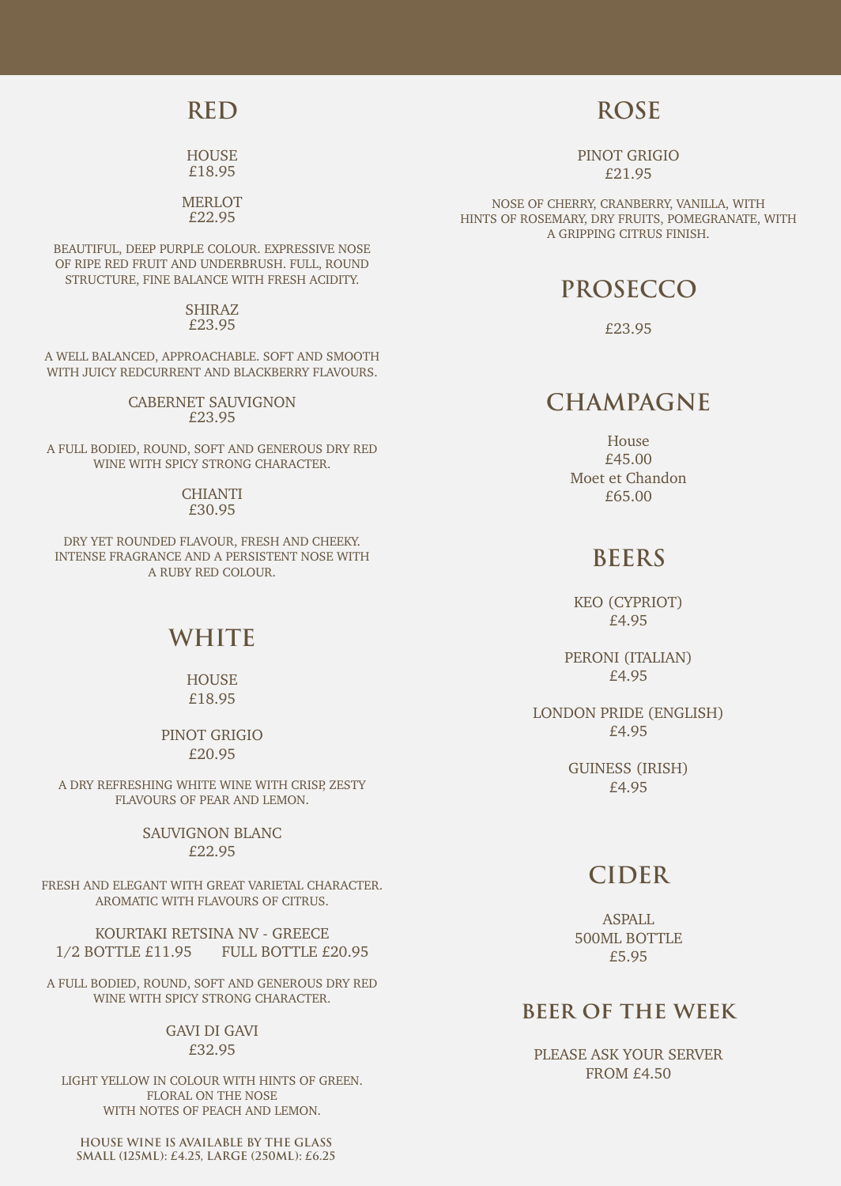## RED

HOUSE
£18.95

MERLOT
£22.95

BEAUTIFUL, DEEP PURPLE COLOUR. EXPRESSIVE NOSE OF RIPE RED FRUIT AND UNDERBRUSH. FULL, ROUND STRUCTURE, FINE BALANCE WITH FRESH ACIDITY.

SHIRAZ
£23.95

A WELL BALANCED, APPROACHABLE. SOFT AND SMOOTH WITH JUICY REDCURRENT AND BLACKBERRY FLAVOURS.

CABERNET SAUVIGNON
£23.95

A FULL BODIED, ROUND, SOFT AND GENEROUS DRY RED WINE WITH SPICY STRONG CHARACTER.

CHIANTI
£30.95

DRY YET ROUNDED FLAVOUR, FRESH AND CHEEKY. INTENSE FRAGRANCE AND A PERSISTENT NOSE WITH A RUBY RED COLOUR.

## WHITE

HOUSE
£18.95

PINOT GRIGIO
£20.95

A DRY REFRESHING WHITE WINE WITH CRISP, ZESTY FLAVOURS OF PEAR AND LEMON.

SAUVIGNON BLANC
£22.95

FRESH AND ELEGANT WITH GREAT VARIETAL CHARACTER. AROMATIC WITH FLAVOURS OF CITRUS.

KOURTAKI RETSINA NV - GREECE
1/2 BOTTLE £11.95 FULL BOTTLE £20.95

A FULL BODIED, ROUND, SOFT AND GENEROUS DRY RED WINE WITH SPICY STRONG CHARACTER.

GAVI DI GAVI
£32.95

LIGHT YELLOW IN COLOUR WITH HINTS OF GREEN. FLORAL ON THE NOSE WITH NOTES OF PEACH AND LEMON.

**HOUSE WINE IS AVAILABLE BY THE GLASS**
**SMALL (125ML): £4.25, LARGE (250ML): £6.25**

## ROSE

PINOT GRIGIO
£21.95

NOSE OF CHERRY, CRANBERRY, VANILLA, WITH HINTS OF ROSEMARY, DRY FRUITS, POMEGRANATE, WITH A GRIPPING CITRUS FINISH.

## PROSECCO

£23.95

## CHAMPAGNE

House
£45.00
Moet et Chandon
£65.00

## BEERS

KEO (CYPRIOT)
£4.95

PERONI (ITALIAN)
£4.95

LONDON PRIDE (ENGLISH)
£4.95

GUINESS (IRISH)
£4.95

## CIDER

ASPALL
500ML BOTTLE
£5.95

## BEER OF THE WEEK

PLEASE ASK YOUR SERVER
FROM £4.50